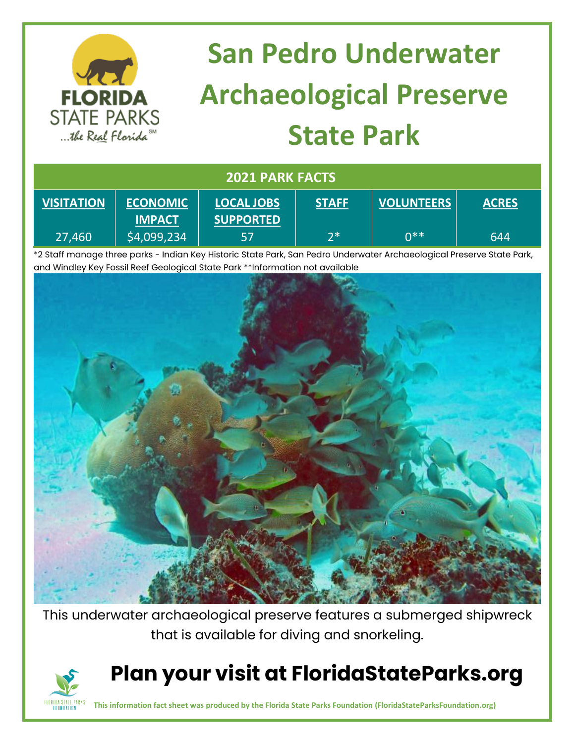# San Pedro Underwater Archaeological Preserve State Park

## 2021 PARK FACTS

| VISITATION | ECONOMIC IMPACT | LOCAL JOBS SUPPORTED | STAFF | VOLUNTEERS | ACRES |
|---|---|---|---|---|---|
| 27,460 | $4,099,234 | 57 | 2* | 0** | 644 |

*2 Staff manage three parks - Indian Key Historic State Park, San Pedro Underwater Archaeological Preserve State Park, and Windley Key Fossil Reef Geological State Park **Information not available

This underwater archaeological preserve features a submerged shipwreck that is available for diving and snorkeling.

## Plan your visit at FloridaStateParks.org

**This information fact sheet was produced by the Florida State Parks Foundation (FloridaStateParksFoundation.org)**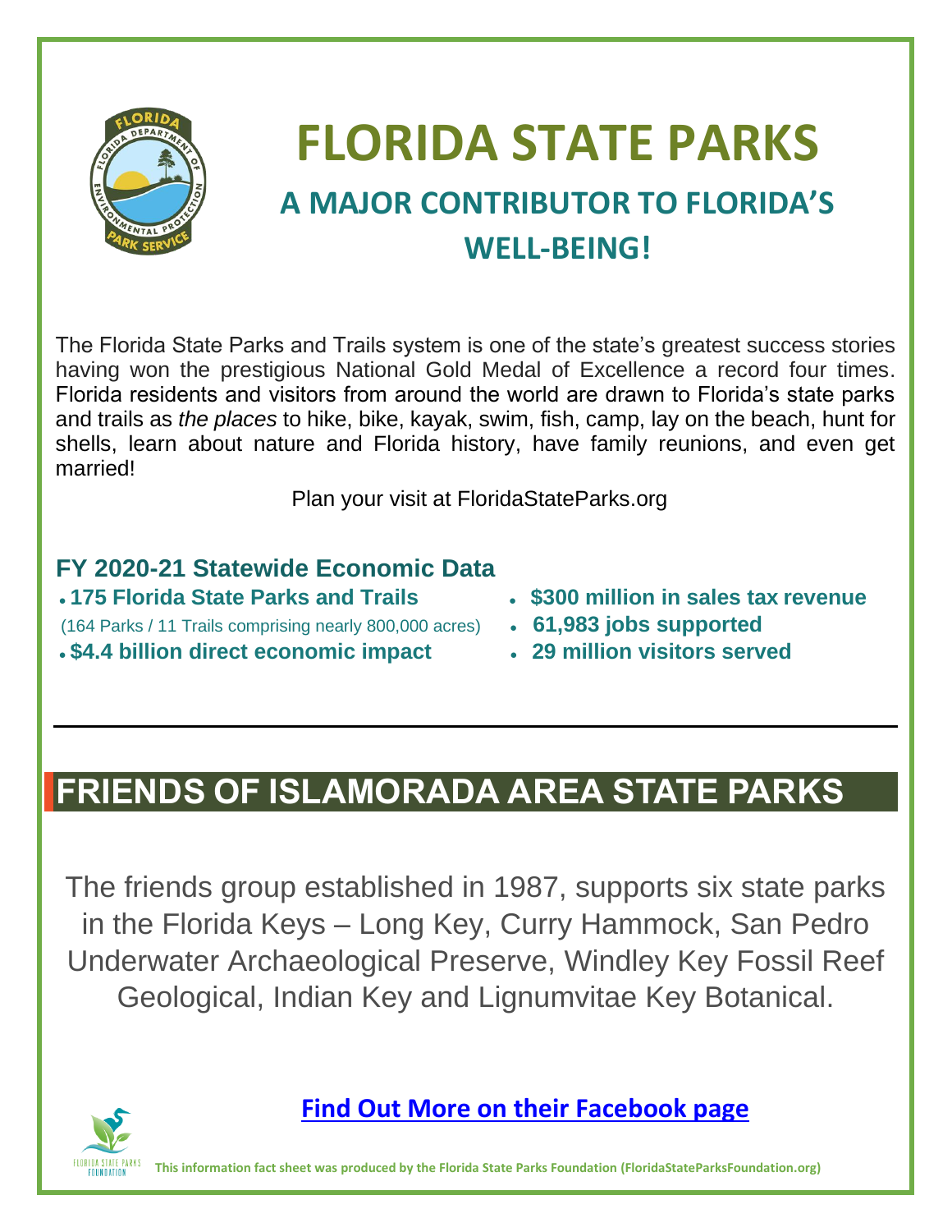# FLORIDA STATE PARKS

## A MAJOR CONTRIBUTOR TO FLORIDA'S WELL-BEING!

The Florida State Parks and Trails system is one of the state's greatest success stories having won the prestigious National Gold Medal of Excellence a record four times. Florida residents and visitors from around the world are drawn to Florida's state parks and trails as *the places* to hike, bike, kayak, swim, fish, camp, lay on the beach, hunt for shells, learn about nature and Florida history, have family reunions, and even get married!

Plan your visit at FloridaStateParks.org

### FY 2020-21 Statewide Economic Data

- **175 Florida State Parks and Trails**
  (164 Parks / 11 Trails comprising nearly 800,000 acres)
- **$4.4 billion direct economic impact**
- **$300 million in sales tax revenue**
- **61,983 jobs supported**
- **29 million visitors served**

---

## FRIENDS OF ISLAMORADA AREA STATE PARKS

The friends group established in 1987, supports six state parks in the Florida Keys – Long Key, Curry Hammock, San Pedro Underwater Archaeological Preserve, Windley Key Fossil Reef Geological, Indian Key and Lignumvitae Key Botanical.

**Find Out More on their Facebook page**

This information fact sheet was produced by the Florida State Parks Foundation (FloridaStateParksFoundation.org)